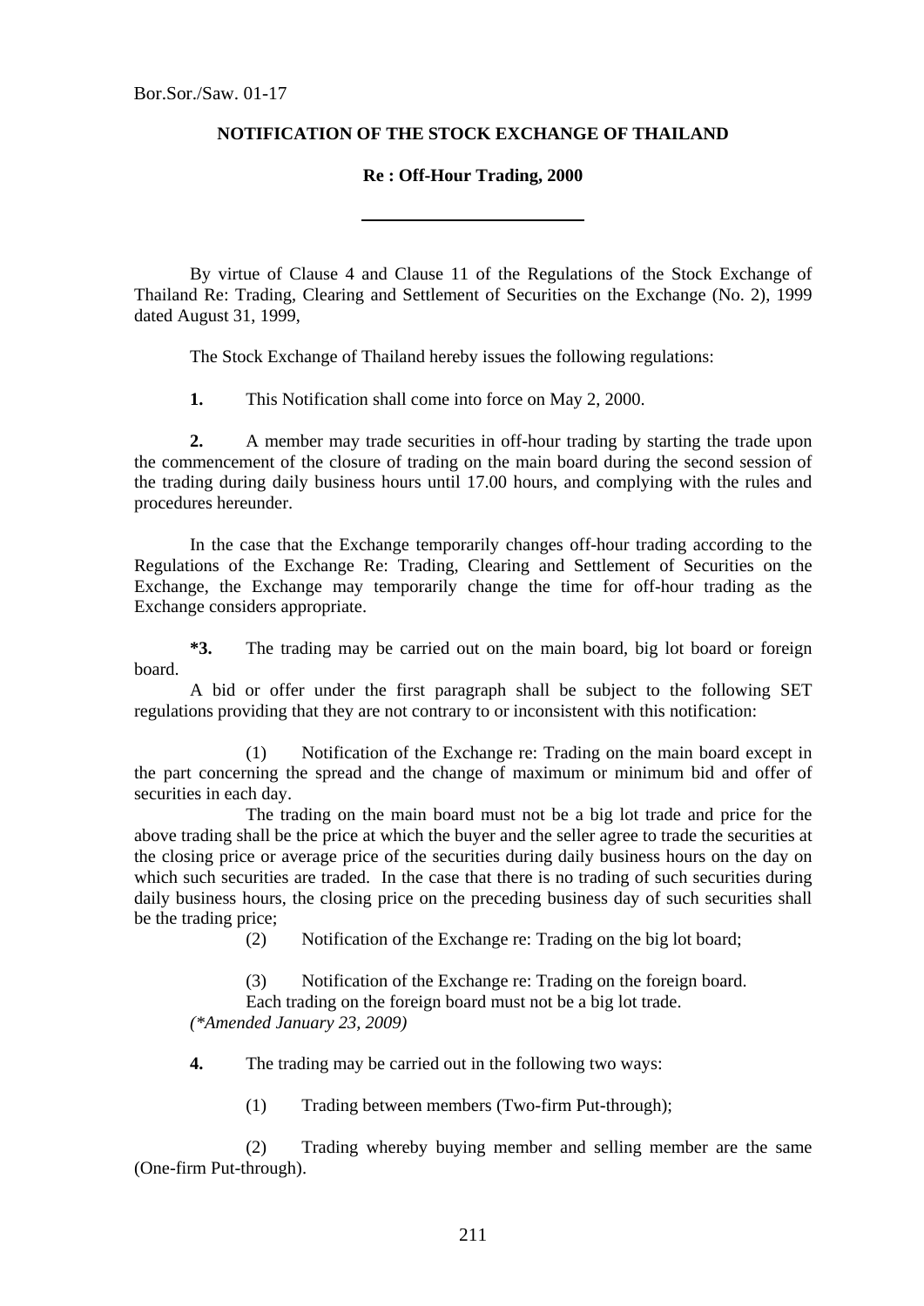Bor.Sor./Saw. 01-17

# NOTIFICATION OF THE STOCK EXCHANGE OF THAILAND

## Re : Off-Hour Trading, 2000

---

By virtue of Clause 4 and Clause 11 of the Regulations of the Stock Exchange of Thailand Re: Trading, Clearing and Settlement of Securities on the Exchange (No. 2), 1999 dated August 31, 1999,

The Stock Exchange of Thailand hereby issues the following regulations:

**1.** This Notification shall come into force on May 2, 2000.

**2.** A member may trade securities in off-hour trading by starting the trade upon the commencement of the closure of trading on the main board during the second session of the trading during daily business hours until 17.00 hours, and complying with the rules and procedures hereunder.

In the case that the Exchange temporarily changes off-hour trading according to the Regulations of the Exchange Re: Trading, Clearing and Settlement of Securities on the Exchange, the Exchange may temporarily change the time for off-hour trading as the Exchange considers appropriate.

**\*3.** The trading may be carried out on the main board, big lot board or foreign board.

A bid or offer under the first paragraph shall be subject to the following SET regulations providing that they are not contrary to or inconsistent with this notification:

(1) Notification of the Exchange re: Trading on the main board except in the part concerning the spread and the change of maximum or minimum bid and offer of securities in each day.

The trading on the main board must not be a big lot trade and price for the above trading shall be the price at which the buyer and the seller agree to trade the securities at the closing price or average price of the securities during daily business hours on the day on which such securities are traded. In the case that there is no trading of such securities during daily business hours, the closing price on the preceding business day of such securities shall be the trading price;

(2) Notification of the Exchange re: Trading on the big lot board;

(3) Notification of the Exchange re: Trading on the foreign board.

Each trading on the foreign board must not be a big lot trade.

*(\*Amended January 23, 2009)*

**4.** The trading may be carried out in the following two ways:

(1) Trading between members (Two-firm Put-through);

(2) Trading whereby buying member and selling member are the same (One-firm Put-through).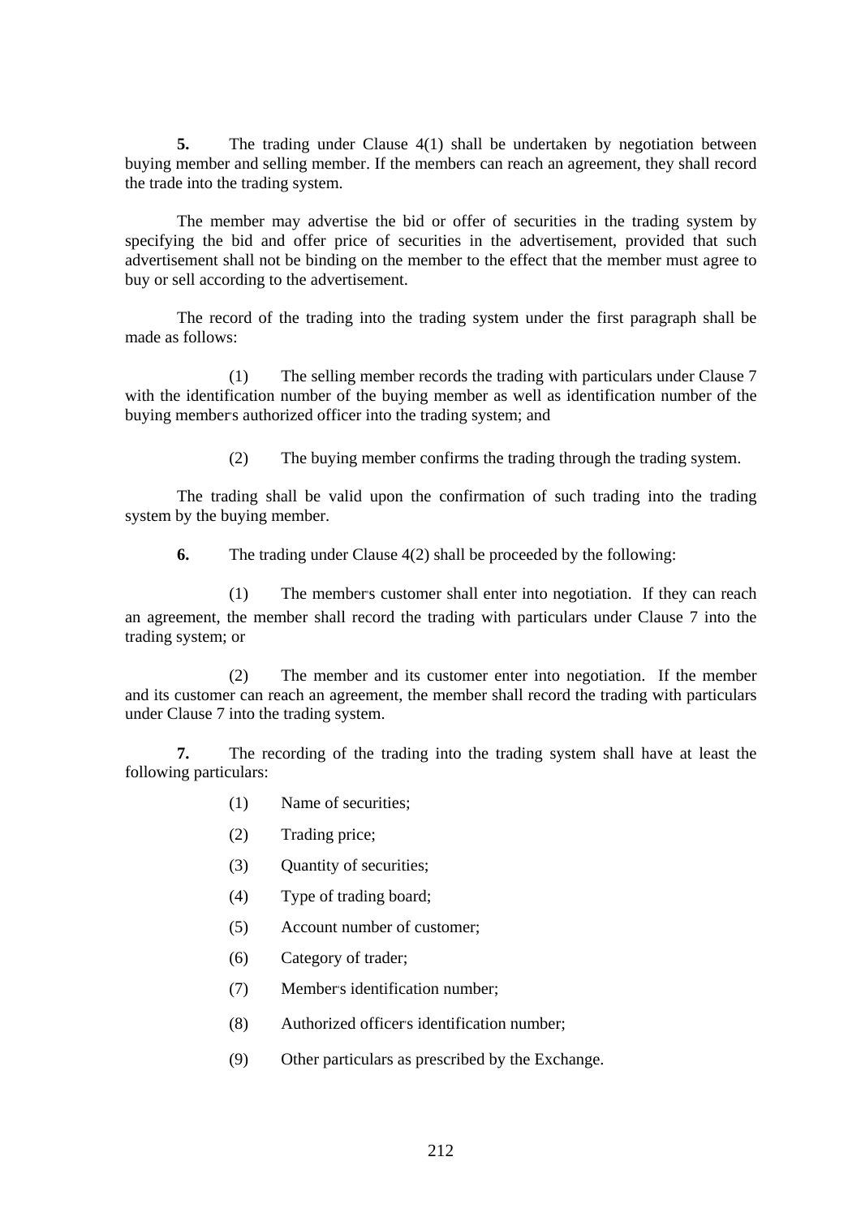**5.** The trading under Clause 4(1) shall be undertaken by negotiation between buying member and selling member. If the members can reach an agreement, they shall record the trade into the trading system.

The member may advertise the bid or offer of securities in the trading system by specifying the bid and offer price of securities in the advertisement, provided that such advertisement shall not be binding on the member to the effect that the member must agree to buy or sell according to the advertisement.

The record of the trading into the trading system under the first paragraph shall be made as follows:

(1) The selling member records the trading with particulars under Clause 7 with the identification number of the buying member as well as identification number of the buying member's authorized officer into the trading system; and

(2) The buying member confirms the trading through the trading system.

The trading shall be valid upon the confirmation of such trading into the trading system by the buying member.

**6.** The trading under Clause 4(2) shall be proceeded by the following:

(1) The member's customer shall enter into negotiation. If they can reach an agreement, the member shall record the trading with particulars under Clause 7 into the trading system; or

(2) The member and its customer enter into negotiation. If the member and its customer can reach an agreement, the member shall record the trading with particulars under Clause 7 into the trading system.

**7.** The recording of the trading into the trading system shall have at least the following particulars:

(1) Name of securities;

(2) Trading price;

(3) Quantity of securities;

(4) Type of trading board;

(5) Account number of customer;

(6) Category of trader;

(7) Member's identification number;

(8) Authorized officer's identification number;

(9) Other particulars as prescribed by the Exchange.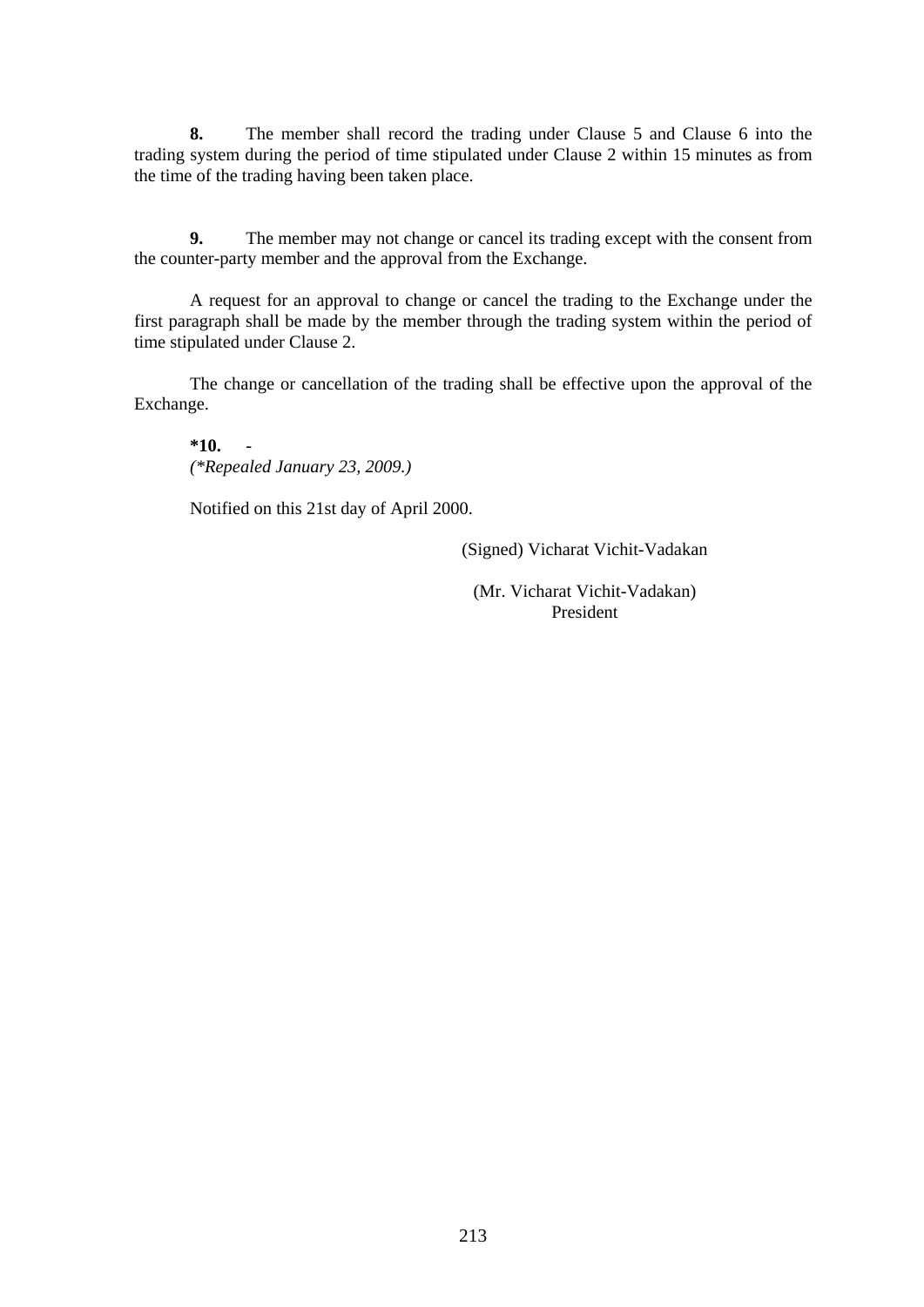**8.** The member shall record the trading under Clause 5 and Clause 6 into the trading system during the period of time stipulated under Clause 2 within 15 minutes as from the time of the trading having been taken place.

**9.** The member may not change or cancel its trading except with the consent from the counter-party member and the approval from the Exchange.

A request for an approval to change or cancel the trading to the Exchange under the first paragraph shall be made by the member through the trading system within the period of time stipulated under Clause 2.

The change or cancellation of the trading shall be effective upon the approval of the Exchange.

**\*10.** -
*(\*Repealed January 23, 2009.)*

Notified on this 21st day of April 2000.

(Signed) Vicharat Vichit-Vadakan

(Mr. Vicharat Vichit-Vadakan)
President